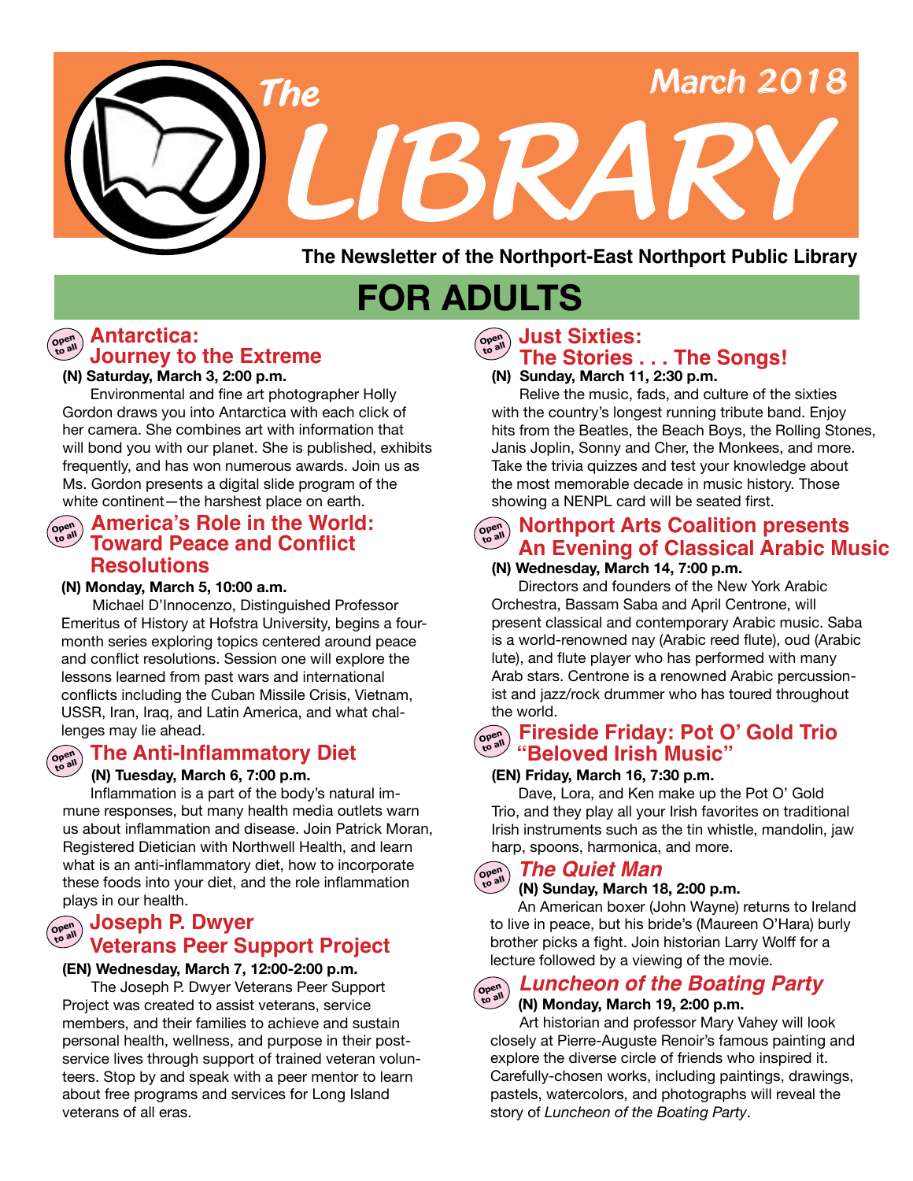# The LIBRARY

March 2018

**The Newsletter of the Northport-East Northport Public Library**

## FOR ADULTS

### Antarctica: Journey to the Extreme

Open to all

**(N) Saturday, March 3, 2:00 p.m.**

Environmental and fine art photographer Holly Gordon draws you into Antarctica with each click of her camera. She combines art with information that will bond you with our planet. She is published, exhibits frequently, and has won numerous awards. Join us as Ms. Gordon presents a digital slide program of the white continent—the harshest place on earth.

### America's Role in the World: Toward Peace and Conflict Resolutions

Open to all

**(N) Monday, March 5, 10:00 a.m.**

Michael D'Innocenzo, Distinguished Professor Emeritus of History at Hofstra University, begins a four-month series exploring topics centered around peace and conflict resolutions. Session one will explore the lessons learned from past wars and international conflicts including the Cuban Missile Crisis, Vietnam, USSR, Iran, Iraq, and Latin America, and what challenges may lie ahead.

### The Anti-Inflammatory Diet

Open to all

**(N) Tuesday, March 6, 7:00 p.m.**

Inflammation is a part of the body's natural immune responses, but many health media outlets warn us about inflammation and disease. Join Patrick Moran, Registered Dietician with Northwell Health, and learn what is an anti-inflammatory diet, how to incorporate these foods into your diet, and the role inflammation plays in our health.

### Joseph P. Dwyer Veterans Peer Support Project

Open to all

**(EN) Wednesday, March 7, 12:00-2:00 p.m.**

The Joseph P. Dwyer Veterans Peer Support Project was created to assist veterans, service members, and their families to achieve and sustain personal health, wellness, and purpose in their post-service lives through support of trained veteran volunteers. Stop by and speak with a peer mentor to learn about free programs and services for Long Island veterans of all eras.

### Just Sixties: The Stories . . . The Songs!

Open to all

**(N) Sunday, March 11, 2:30 p.m.**

Relive the music, fads, and culture of the sixties with the country's longest running tribute band. Enjoy hits from the Beatles, the Beach Boys, the Rolling Stones, Janis Joplin, Sonny and Cher, the Monkees, and more. Take the trivia quizzes and test your knowledge about the most memorable decade in music history. Those showing a NENPL card will be seated first.

### Northport Arts Coalition presents An Evening of Classical Arabic Music

Open to all

**(N) Wednesday, March 14, 7:00 p.m.**

Directors and founders of the New York Arabic Orchestra, Bassam Saba and April Centrone, will present classical and contemporary Arabic music. Saba is a world-renowned nay (Arabic reed flute), oud (Arabic lute), and flute player who has performed with many Arab stars. Centrone is a renowned Arabic percussionist and jazz/rock drummer who has toured throughout the world.

### Fireside Friday: Pot O' Gold Trio "Beloved Irish Music"

Open to all

**(EN) Friday, March 16, 7:30 p.m.**

Dave, Lora, and Ken make up the Pot O' Gold Trio, and they play all your Irish favorites on traditional Irish instruments such as the tin whistle, mandolin, jaw harp, spoons, harmonica, and more.

### *The Quiet Man*

Open to all

**(N) Sunday, March 18, 2:00 p.m.**

An American boxer (John Wayne) returns to Ireland to live in peace, but his bride's (Maureen O'Hara) burly brother picks a fight. Join historian Larry Wolff for a lecture followed by a viewing of the movie.

### *Luncheon of the Boating Party*

Open to all

**(N) Monday, March 19, 2:00 p.m.**

Art historian and professor Mary Vahey will look closely at Pierre-Auguste Renoir's famous painting and explore the diverse circle of friends who inspired it. Carefully-chosen works, including paintings, drawings, pastels, watercolors, and photographs will reveal the story of *Luncheon of the Boating Party*.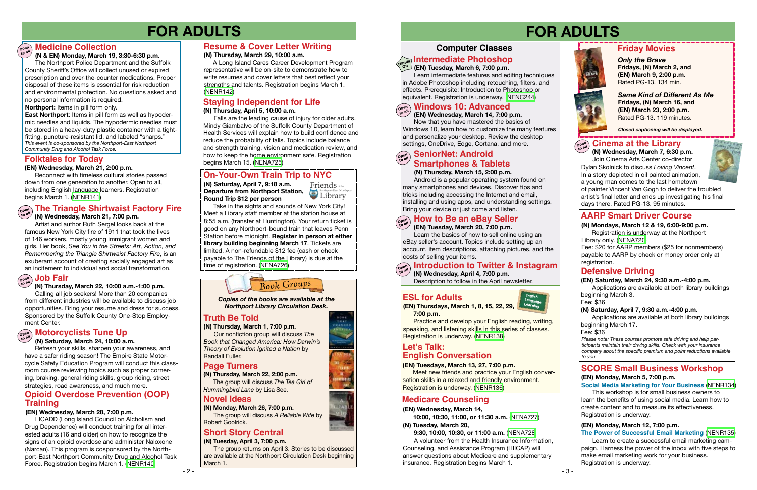# FOR ADULTS

## Medicine Collection

**(N & EN) Monday, March 19, 3:30-6:30 p.m.**

The Northport Police Department and the Suffolk County Sheriff's Office will collect unused or expired prescription and over-the-counter medications. Proper disposal of these items is essential for risk reduction and environmental protection. No questions asked and no personal information is required.

**Northport:** Items in pill form only.

**East Northport**: Items in pill form as well as hypodermic needles and liquids. The hypodermic needles must be stored in a heavy-duty plastic container with a tight-fitting, puncture-resistant lid, and labeled "sharps."

*This event is co-sponsored by the Northport-East Northport Community Drug and Alcohol Task Force.*

## Folktales for Today

**(EN) Wednesday, March 21, 2:00 p.m.**

Reconnect with timeless cultural stories passed down from one generation to another. Open to all, including English language learners. Registration begins March 1. (NENR141)

## The Triangle Shirtwaist Factory Fire

**(N) Wednesday, March 21, 7:00 p.m.**

Artist and author Ruth Sergel looks back at the famous New York City fire of 1911 that took the lives of 146 workers, mostly young immigrant women and girls. Her book, *See You in the Streets: Art, Action, and Remembering the Triangle Shirtwaist Factory Fire*, is an exuberant account of creating socially engaged art as an incitement to individual and social transformation.

## Job Fair

**(N) Thursday, March 22, 10:00 a.m.-1:00 p.m.**

Calling all job seekers! More than 20 companies from different industries will be available to discuss job opportunities. Bring your resume and dress for success. Sponsored by the Suffolk County One-Stop Employment Center.

## Motorcyclists Tune Up

**(N) Saturday, March 24, 10:00 a.m.**

Refresh your skills, sharpen your awareness, and have a safer riding season! The Empire State Motorcycle Safety Education Program will conduct this classroom course reviewing topics such as proper cornering, braking, general riding skills, group riding, street strategies, road awareness, and much more.

## Opioid Overdose Prevention (OOP) Training

**(EN) Wednesday, March 28, 7:00 p.m.**

LICADD (Long Island Council on Alcholism and Drug Dependence) will conduct training for all interested adults (16 and older) on how to recognize the signs of an opioid overdose and administer Naloxone (Narcan). This program is cosponsored by the Northport-East Northport Community Drug and Alcohol Task Force. Registration begins March 1. (NENR140)

## Resume & Cover Letter Writing

**(N) Thursday, March 29, 10:00 a.m.**

A Long Island Cares Career Development Program representative will be on-site to demonstrate how to write resumes and cover letters that best reflect your strengths and talents. Registration begins March 1. (NENR142)

## Staying Independent for Life

**(N) Thursday, April 5, 10:00 a.m.**

Falls are the leading cause of injury for older adults. Mindy Giambalvo of the Suffolk County Department of Health Services will explain how to build confidence and reduce the probability of falls. Topics include balance and strength training, vision and medication review, and how to keep the home environment safe. Registration begins March 15. (NENA725)

## On-Your-Own Train Trip to NYC

**(N) Saturday, April 7, 9:18 a.m. Departure from Northport Station, Round Trip $12 per person**

Friends of the Northport-East Northport Library

Take in the sights and sounds of New York City! Meet a Library staff member at the train station at 8:55 a.m. (transfer at Huntington). Your return ticket is good on any Northport-bound train that leaves Penn Station before midnight. **Register in person at either library building beginning March 17**. Tickets are limited. A non-refundable $12 fee (cash or check payable to The Friends of the Library) is due at the time of registration. (NENA726)

## Book Groups

***Copies of the books are available at the Northport Library Circulation Desk.***

### Truth Be Told

**(N) Thursday, March 1, 7:00 p.m.**

Our nonfiction group will discuss *The Book that Changed America: How Darwin's Theory of Evolution Ignited a Nation* by Randall Fuller.

### Page Turners

**(N) Thursday, March 22, 2:00 p.m.**

The group will discuss *The Tea Girl of Hummingbird Lane* by Lisa See.

### Novel Ideas

**(N) Monday, March 26, 7:00 p.m.**

The group will discuss *A Reliable Wife* by Robert Goolrick.

### Short Story Central

**(N) Tuesday, April 3, 7:00 p.m.**

The group returns on April 3. Stories to be discussed are available at the Northport Circulation Desk beginning March 1.

# FOR ADULTS

## Computer Classes

### Intermediate Photoshop

**(EN) Tuesday, March 6, 7:00 p.m.**

Learn intermediate features and editing techniques in Adobe Photoshop including retouching, filters, and effects. Prerequisite: Introduction to Photoshop or equivalent. Registration is underway. (NENC244)

### Windows 10: Advanced

**(EN) Wednesday, March 14, 7:00 p.m.**

Now that you have mastered the basics of Windows 10, learn how to customize the many features and personalize your desktop. Review the desktop settings, OneDrive, Edge, Cortana, and more.

### SeniorNet: Android Smartphones & Tablets

**(N) Thursday, March 15, 2:00 p.m.**

Android is a popular operating system found on many smartphones and devices. Discover tips and tricks including accessing the Internet and email, installing and using apps, and understanding settings. Bring your device or just come and listen.

### How to Be an eBay Seller

**(EN) Tuesday, March 20, 7:00 p.m.**

Learn the basics of how to sell online using an eBay seller's account. Topics include setting up an account, item descriptions, attaching pictures, and the costs of selling your items.

### Introduction to Twitter & Instagram

**(N) Wednesday, April 4, 7:00 p.m.**

Description to follow in the April newsletter.

## ESL for Adults

**(EN) Thursdays, March 1, 8, 15, 22, 29, 7:00 p.m.**

Practice and develop your English reading, writing, speaking, and listening skills in this series of classes. Registration is underway. (NENR138)

## Let's Talk: English Conversation

**(EN) Tuesdays, March 13, 27, 7:00 p.m.**

Meet new friends and practice your English conversation skills in a relaxed and friendly environment. Registration is underway. (NENR136)

## Medicare Counseling

**(EN) Wednesday, March 14,**
**10:00, 10:30, 11:00, or 11:30 a.m.** (NENA727)

**(N) Tuesday, March 20,**
**9:30, 10:00, 10:30, or 11:00 a.m.** (NENA728)

A volunteer from the Health Insurance Information, Counseling, and Assistance Program (HIICAP) will answer questions about Medicare and supplementary insurance. Registration begins March 1.

## Friday Movies

***Only the Brave***
**Fridays, (N) March 2, and (EN) March 9, 2:00 p.m.**
Rated PG-13. 134 min.

***Same Kind of Different As Me***
**Fridays, (N) March 16, and (EN) March 23, 2:00 p.m.**
Rated PG-13. 119 minutes.

***Closed captioning will be displayed.***

## Cinema at the Library

**(N) Wednesday, March 7, 6:30 p.m.**

Join Cinema Arts Center co-director Dylan Skolnick to discuss *Loving Vincent*. In a story depicted in oil painted animation, a young man comes to the last hometown of painter Vincent Van Gogh to deliver the troubled artist's final letter and ends up investigating his final days there. Rated PG-13. 95 minutes.

## AARP Smart Driver Course

**(N) Mondays, March 12 & 19, 6:00-9:00 p.m.**

Registration is underway at the Northport Library only. (NENA720)

Fee: $20 for AARP members ($25 for nonmembers) payable to AARP by check or money order only at registration.

## Defensive Driving

**(EN) Saturday, March 24, 9:30 a.m.-4:00 p.m.**

Applications are available at both library buildings beginning March 3.

Fee: $36

**(N) Saturday, April 7, 9:30 a.m.-4:00 p.m.**

Applications are available at both library buildings beginning March 17.

Fee: $36

*Please note: These courses promote safe driving and help participants maintain their driving skills. Check with your insurance company about the specific premium and point reductions available to you.*

## SCORE Small Business Workshop

**(EN) Monday, March 5, 7:00 p.m.**

**Social Media Marketing for Your Business** (NENR134)

This workshop is for small business owners to learn the benefits of using social media. Learn how to create content and to measure its effectiveness. Registration is underway.

**(EN) Monday, March 12, 7:00 p.m.**

**The Power of Successful Email Marketing** (NENR135)

Learn to create a successful email marketing campaign. Harness the power of the inbox with five steps to make email marketing work for your business. Registration is underway.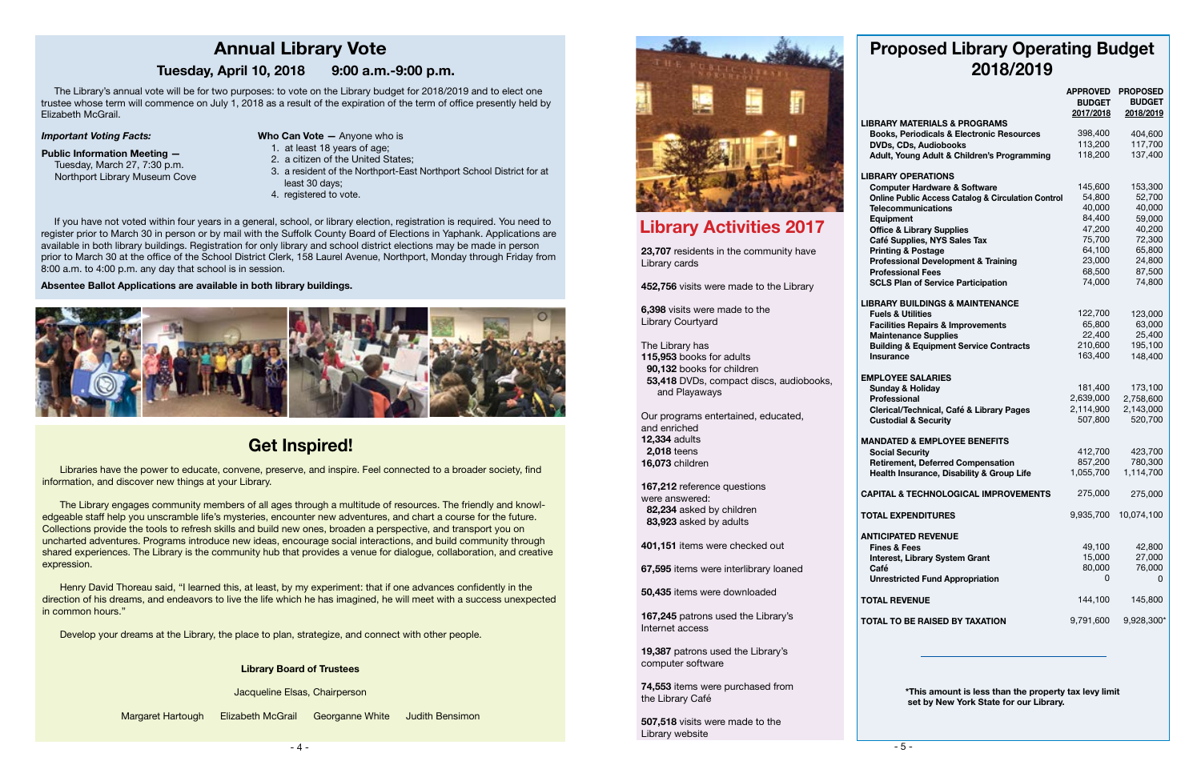# Annual Library Vote

## Tuesday, April 10, 2018 9:00 a.m.-9:00 p.m.

The Library's annual vote will be for two purposes: to vote on the Library budget for 2018/2019 and to elect one trustee whose term will commence on July 1, 2018 as a result of the expiration of the term of office presently held by Elizabeth McGrail.

***Important Voting Facts:***

**Public Information Meeting —**
Tuesday, March 27, 7:30 p.m.
Northport Library Museum Cove

**Who Can Vote —** Anyone who is

1. at least 18 years of age;
2. a citizen of the United States;
3. a resident of the Northport-East Northport School District for at least 30 days;
4. registered to vote.

If you have not voted within four years in a general, school, or library election, registration is required. You need to register prior to March 30 in person or by mail with the Suffolk County Board of Elections in Yaphank. Applications are available in both library buildings. Registration for only library and school district elections may be made in person prior to March 30 at the office of the School District Clerk, 158 Laurel Avenue, Northport, Monday through Friday from 8:00 a.m. to 4:00 p.m. any day that school is in session.

**Absentee Ballot Applications are available in both library buildings.**

# Get Inspired!

Libraries have the power to educate, convene, preserve, and inspire. Feel connected to a broader society, find information, and discover new things at your Library.

The Library engages community members of all ages through a multitude of resources. The friendly and knowledgeable staff help you unscramble life's mysteries, encounter new adventures, and chart a course for the future. Collections provide the tools to refresh skills and build new ones, broaden a perspective, and transport you on uncharted adventures. Programs introduce new ideas, encourage social interactions, and build community through shared experiences. The Library is the community hub that provides a venue for dialogue, collaboration, and creative expression.

Henry David Thoreau said, "I learned this, at least, by my experiment: that if one advances confidently in the direction of his dreams, and endeavors to live the life which he has imagined, he will meet with a success unexpected in common hours."

Develop your dreams at the Library, the place to plan, strategize, and connect with other people.

**Library Board of Trustees**

Jacqueline Elsas, Chairperson

Margaret Hartough Elizabeth McGrail Georganne White Judith Bensimon

# Library Activities 2017

**23,707** residents in the community have Library cards

**452,756** visits were made to the Library

**6,398** visits were made to the Library Courtyard

The Library has
**115,953** books for adults
**90,132** books for children
**53,418** DVDs, compact discs, audiobooks, and Playaways

Our programs entertained, educated, and enriched
**12,334** adults
**2,018** teens
**16,073** children

**167,212** reference questions were answered:
**82,234** asked by children
**83,923** asked by adults

**401,151** items were checked out

**67,595** items were interlibrary loaned

**50,435** items were downloaded

**167,245** patrons used the Library's Internet access

**19,387** patrons used the Library's computer software

**74,553** items were purchased from the Library Café

**507,518** visits were made to the Library website

# Proposed Library Operating Budget 2018/2019

| | APPROVED BUDGET 2017/2018 | PROPOSED BUDGET 2018/2019 |
|---|---|---|
| **LIBRARY MATERIALS & PROGRAMS** | | |
| Books, Periodicals & Electronic Resources | 398,400 | 404,600 |
| DVDs, CDs, Audiobooks | 113,200 | 117,700 |
| Adult, Young Adult & Children's Programming | 118,200 | 137,400 |
| **LIBRARY OPERATIONS** | | |
| Computer Hardware & Software | 145,600 | 153,300 |
| Online Public Access Catalog & Circulation Control | 54,800 | 52,700 |
| Telecommunications | 40,000 | 40,000 |
| Equipment | 84,400 | 59,000 |
| Office & Library Supplies | 47,200 | 40,200 |
| Café Supplies, NYS Sales Tax | 75,700 | 72,300 |
| Printing & Postage | 64,100 | 65,800 |
| Professional Development & Training | 23,000 | 24,800 |
| Professional Fees | 68,500 | 87,500 |
| SCLS Plan of Service Participation | 74,000 | 74,800 |
| **LIBRARY BUILDINGS & MAINTENANCE** | | |
| Fuels & Utilities | 122,700 | 123,000 |
| Facilities Repairs & Improvements | 65,800 | 63,000 |
| Maintenance Supplies | 22,400 | 25,400 |
| Building & Equipment Service Contracts | 210,600 | 195,100 |
| Insurance | 163,400 | 148,400 |
| **EMPLOYEE SALARIES** | | |
| Sunday & Holiday | 181,400 | 173,100 |
| Professional | 2,639,000 | 2,758,600 |
| Clerical/Technical, Café & Library Pages | 2,114,900 | 2,143,000 |
| Custodial & Security | 507,800 | 520,700 |
| **MANDATED & EMPLOYEE BENEFITS** | | |
| Social Security | 412,700 | 423,700 |
| Retirement, Deferred Compensation | 857,200 | 780,300 |
| Health Insurance, Disability & Group Life | 1,055,700 | 1,114,700 |
| **CAPITAL & TECHNOLOGICAL IMPROVEMENTS** | 275,000 | 275,000 |
| **TOTAL EXPENDITURES** | 9,935,700 | 10,074,100 |
| **ANTICIPATED REVENUE** | | |
| Fines & Fees | 49,100 | 42,800 |
| Interest, Library System Grant | 15,000 | 27,000 |
| Café | 80,000 | 76,000 |
| Unrestricted Fund Appropriation | 0 | 0 |
| **TOTAL REVENUE** | 144,100 | 145,800 |
| **TOTAL TO BE RAISED BY TAXATION** | 9,791,600 | 9,928,300* |

***This amount is less than the property tax levy limit set by New York State for our Library.**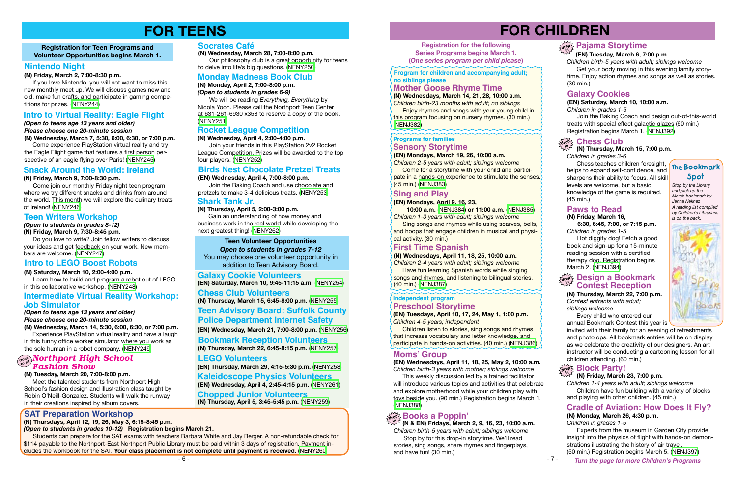# FOR TEENS

**Registration for Teen Programs and Volunteer Opportunities begins March 1.**

## Nintendo Night

**(N) Friday, March 2, 7:00-8:30 p.m.**

If you love Nintendo, you will not want to miss this new monthly meet up. We will discuss games new and old, make fun crafts, and participate in gaming competitions for prizes. (NENY244)

## Intro to Virtual Reality: Eagle Flight

***(Open to teens age 13 years and older)***
***Please choose one 20-minute session***

**(N) Wednesday, March 7, 5:30, 6:00, 6:30, or 7:00 p.m.**

Come experience PlayStation virtual reality and try the Eagle Flight game that features a first person perspective of an eagle flying over Paris! (NENY245)

## Snack Around the World: Ireland

**(N) Friday, March 9, 7:00-8:30 p.m.**

Come join our monthly Friday night teen program where we try different snacks and drinks from around the world. This month we will explore the culinary treats of Ireland! (NENY246)

## Teen Writers Workshop

***(Open to students in grades 8-12)***

**(N) Friday, March 9, 7:30-8:45 p.m.**

Do you love to write? Join fellow writers to discuss your ideas and get feedback on your work. New members are welcome. (NENY247)

## Intro to LEGO Boost Robots

**(N) Saturday, March 10, 2:00-4:00 p.m.**

Learn how to build and program a robot out of LEGO in this collaborative workshop. (NENY248)

## Intermediate Virtual Reality Workshop: Job Simulator

***(Open to teens age 13 years and older)***
***Please choose one 20-minute session***

**(N) Wednesday, March 14, 5:30, 6:00, 6:30, or 7:00 p.m.**

Experience PlayStation virtual reality and have a laugh in this funny office worker simulator where you work as the sole human in a robot company. (NENY249)

## *Northport High School Fashion Show* (Open to all)

**(N) Tuesday, March 20, 7:00-8:00 p.m.**

Meet the talented students from Northport High School's fashion design and illustration class taught by Robin O'Neill-Gonzalez. Students will walk the runway in their creations inspired by album covers.

## Socrates Café

**(N) Wednesday, March 28, 7:00-8:00 p.m.**

Our philosophy club is a great opportunity for teens to delve into life's big questions. (NENY250)

## Monday Madness Book Club

**(N) Monday, April 2, 7:00-8:00 p.m.**
***(Open to students in grades 6-9)***

We will be reading *Everything, Everything* by Nicola Yoon. Please call the Northport Teen Center at 631-261-6930 x358 to reserve a copy of the book. (NENY251)

## Rocket League Competition

**(N) Wednesday, April 4, 2:00-4:00 p.m.**

Join your friends in this PlayStation 2v2 Rocket League Competition. Prizes will be awarded to the top four players. (NENY252)

## Birds Nest Chocolate Pretzel Treats

**(EN) Wednesday, April 4, 7:00-8:00 p.m.**

Join the Baking Coach and use chocolate and pretzels to make 3-4 delicious treats. (NENY253)

## Shark Tank Jr.

**(N) Thursday, April 5, 2:00-3:00 p.m.**

Gain an understanding of how money and business work in the real world while developing the next greatest thing! (NENY262)

**Teen Volunteer Opportunities**
***Open to students in grades 7-12***
You may choose one volunteer opportunity in addition to Teen Advisory Board.

## Galaxy Cookie Volunteers

**(EN) Saturday, March 10, 9:45-11:15 a.m.** (NENY254)

## Chess Club Volunteers

**(N) Thursday, March 15, 6:45-8:00 p.m.** (NENY255)

## Teen Advisory Board: Suffolk County Police Department Internet Safety

**(EN) Wednesday, March 21, 7:00-8:00 p.m.** (NENY256)

## Bookmark Reception Volunteers

**(N) Thursday, March 22, 6:45-8:15 p.m.** (NENY257)

## LEGO Volunteers

**(EN) Thursday, March 29, 4:15-5:30 p.m.** (NENY258)

## Kaleidoscope Physics Volunteers

**(EN) Wednesday, April 4, 2:45-4:15 p.m.** (NENY261)

## Chopped Junior Volunteers

**(N) Thursday, April 5, 3:45-5:45 p.m.** (NENY259)

## SAT Preparation Workshop

**(N) Thursdays, April 12, 19, 26, May 3, 6:15-8:45 p.m.**
***(Open to students in grades 10-12)* Registration begins March 21.**

Students can prepare for the SAT exams with teachers Barbara White and Jay Berger. A non-refundable check for $114 payable to the Northport-East Northport Public Library must be paid within 3 days of registration. Payment includes the workbook for the SAT. **Your class placement is not complete until payment is received.** (NENY260)

# FOR CHILDREN

**Registration for the following Series Programs begins March 1.**
***(One series program per child please)***

**Program for children and accompanying adult; no siblings please**

## Mother Goose Rhyme Time

**(N) Wednesdays, March 14, 21, 28, 10:00 a.m.**
*Children birth-23 months with adult; no siblings*

Enjoy rhymes and songs with your young child in this program focusing on nursery rhymes. (30 min.) (NENJ382)

**Programs for families**

## Sensory Storytime

**(EN) Mondays, March 19, 26, 10:00 a.m.**
*Children 2-5 years with adult; siblings welcome*

Come for a storytime with your child and participate in a hands-on experience to stimulate the senses. (45 min.) (NENJ383)

## Sing and Play

**(EN) Mondays, April 9, 16, 23,**
**10:00 a.m.** (NENJ384) **or 11:00 a.m.** (NENJ385)
*Children 1-3 years with adult; siblings welcome*

Sing songs and rhymes while using scarves, bells, and hoops that engage children in musical and physical activity. (30 min.)

## First Time Spanish

**(N) Wednesdays, April 11, 18, 25, 10:00 a.m.**
*Children 2-4 years with adult; siblings welcome*

Have fun learning Spanish words while singing songs and rhymes, and listening to bilingual stories. (40 min.) (NENJ387)

**Independent program**

## Preschool Storytime

**(EN) Tuesdays, April 10, 17, 24, May 1, 1:00 p.m.**
*Children 4-5 years; independent*

Children listen to stories, sing songs and rhymes that increase vocabulary and letter knowledge, and participate in hands-on activities. (40 min.) (NENJ386)

## Moms' Group

**(EN) Wednesdays, April 11, 18, 25, May 2, 10:00 a.m.**
*Children birth-3 years with mother; siblings welcome*

This weekly discussion led by a trained facilitator will introduce various topics and activities that celebrate and explore motherhood while your children play with toys beside you. (90 min.) Registration begins March 1. (NENJ388)

## Books a Poppin' (Drop in)

**(N & EN) Fridays, March 2, 9, 16, 23, 10:00 a.m.**
*Children birth-5 years with adult; siblings welcome*

Stop by for this drop-in storytime. We'll read stories, sing songs, share rhymes and fingerplays, and have fun! (30 min.)

## Pajama Storytime (Drop in)

**(EN) Tuesday, March 6, 7:00 p.m.**
*Children birth-5 years with adult; siblings welcome*

Get your body moving in this evening family storytime. Enjoy action rhymes and songs as well as stories. (30 min.)

## Galaxy Cookies

**(EN) Saturday, March 10, 10:00 a.m.**
*Children in grades 1-5*

Join the Baking Coach and design out-of-this-world treats with special effect galactic glazes (60 min.) Registration begins March 1. (NENJ392)

## Chess Club (Drop in)

**(N) Thursday, March 15, 7:00 p.m.**
*Children in grades 3-6*

Chess teaches children foresight, helps to expand self-confidence, and sharpens their ability to focus. All skill levels are welcome, but a basic knowledge of the game is required. (45 min.)

**The Bookmark Spot**

*Stop by the Library and pick up the March bookmark by Jenna Neknez*

*A reading list compiled by Children's Librarians is on the back.*

## Paws to Read

**(N) Friday, March 16,**
**6:30, 6:45, 7:00, or 7:15 p.m.**
*Children in grades 1-5*

Hot diggity dog! Fetch a good book and sign-up for a 15-minute reading session with a certified therapy dog. Registration begins March 2. (NENJ394)

## Design a Bookmark Contest Reception (Drop in)

**(N) Thursday, March 22, 7:00 p.m.**
*Contest entrants with adult; siblings welcome*

Every child who entered our annual Bookmark Contest this year is invited with their family for an evening of refreshments and photo ops. All bookmark entries will be on display as we celebrate the creativity of our designers. An art instructor will be conducting a cartooning lesson for all children attending. (60 min.)

## Block Party! (Drop in)

**(N) Friday, March 23, 7:00 p.m.**
*Children 1-4 years with adult; siblings welcome*

Children have fun building with a variety of blocks and playing with other children. (45 min.)

## Cradle of Aviation: How Does It Fly?

**(N) Monday, March 26, 4:30 p.m.**
*Children in grades 1-5*

Experts from the museum in Garden City provide insight into the physics of flight with hands-on demonstrations illustrating the history of air travel. (50 min.) Registration begins March 5. (NENJ397)

***Turn the page for more Children's Programs***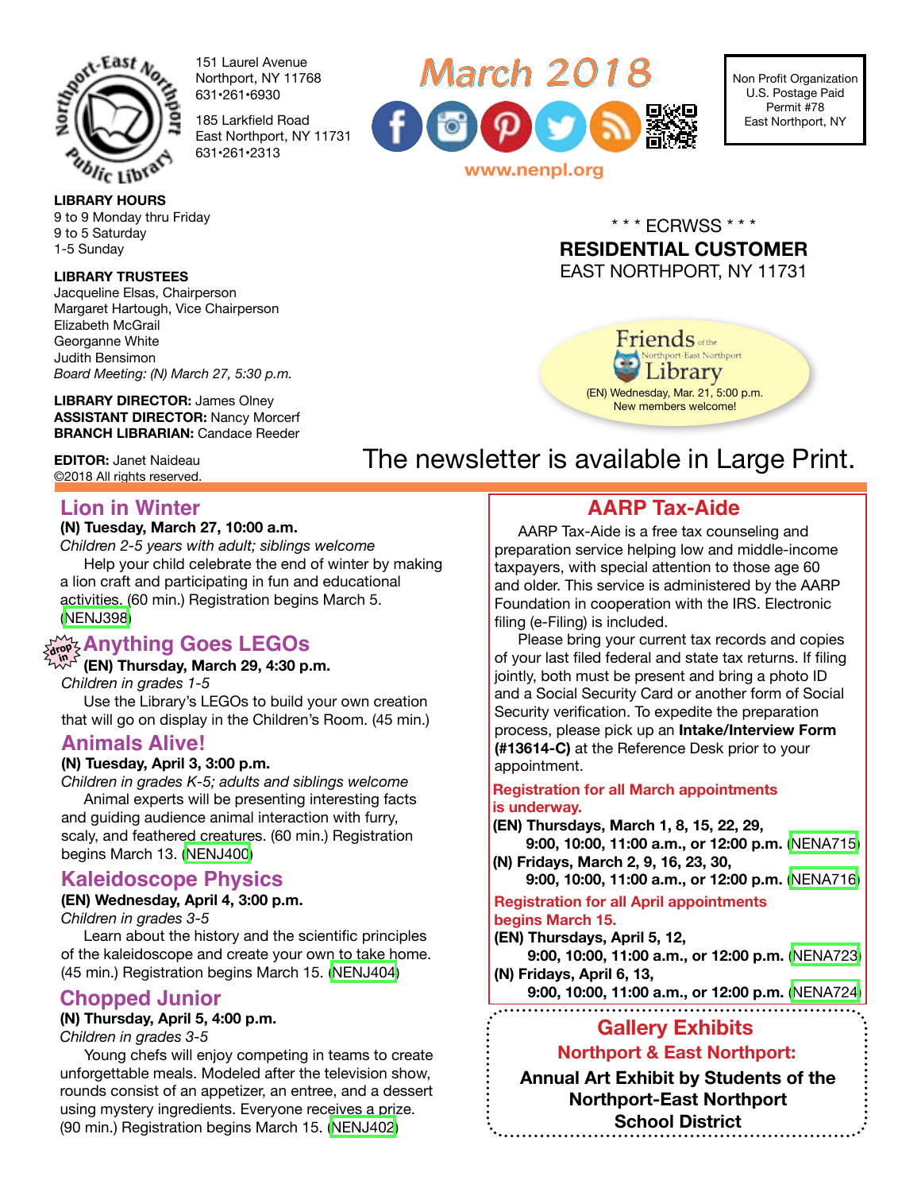Northport-East Northport Public Library

151 Laurel Avenue
Northport, NY 11768
631•261•6930

185 Larkfield Road
East Northport, NY 11731
631•261•2313

# March 2018

www.nenpl.org

Non Profit Organization
U.S. Postage Paid
Permit #78
East Northport, NY

**LIBRARY HOURS**
9 to 9 Monday thru Friday
9 to 5 Saturday
1-5 Sunday

**LIBRARY TRUSTEES**
Jacqueline Elsas, Chairperson
Margaret Hartough, Vice Chairperson
Elizabeth McGrail
Georganne White
Judith Bensimon
*Board Meeting: (N) March 27, 5:30 p.m.*

**LIBRARY DIRECTOR:** James Olney
**ASSISTANT DIRECTOR:** Nancy Morcerf
**BRANCH LIBRARIAN:** Candace Reeder

**EDITOR:** Janet Naideau
©2018 All rights reserved.

\* \* \* ECRWSS \* \* \*
**RESIDENTIAL CUSTOMER**
EAST NORTHPORT, NY 11731

Friends of the Northport-East Northport Library
(EN) Wednesday, Mar. 21, 5:00 p.m.
New members welcome!

The newsletter is available in Large Print.

## Lion in Winter

**(N) Tuesday, March 27, 10:00 a.m.**
*Children 2-5 years with adult; siblings welcome*

Help your child celebrate the end of winter by making a lion craft and participating in fun and educational activities. (60 min.) Registration begins March 5. (NENJ398)

## Anything Goes LEGOs

drop in

**(EN) Thursday, March 29, 4:30 p.m.**
*Children in grades 1-5*

Use the Library's LEGOs to build your own creation that will go on display in the Children's Room. (45 min.)

## Animals Alive!

**(N) Tuesday, April 3, 3:00 p.m.**
*Children in grades K-5; adults and siblings welcome*

Animal experts will be presenting interesting facts and guiding audience animal interaction with furry, scaly, and feathered creatures. (60 min.) Registration begins March 13. (NENJ400)

## Kaleidoscope Physics

**(EN) Wednesday, April 4, 3:00 p.m.**
*Children in grades 3-5*

Learn about the history and the scientific principles of the kaleidoscope and create your own to take home. (45 min.) Registration begins March 15. (NENJ404)

## Chopped Junior

**(N) Thursday, April 5, 4:00 p.m.**
*Children in grades 3-5*

Young chefs will enjoy competing in teams to create unforgettable meals. Modeled after the television show, rounds consist of an appetizer, an entree, and a dessert using mystery ingredients. Everyone receives a prize. (90 min.) Registration begins March 15. (NENJ402)

## AARP Tax-Aide

AARP Tax-Aide is a free tax counseling and preparation service helping low and middle-income taxpayers, with special attention to those age 60 and older. This service is administered by the AARP Foundation in cooperation with the IRS. Electronic filing (e-Filing) is included.

Please bring your current tax records and copies of your last filed federal and state tax returns. If filing jointly, both must be present and bring a photo ID and a Social Security Card or another form of Social Security verification. To expedite the preparation process, please pick up an **Intake/Interview Form (#13614-C)** at the Reference Desk prior to your appointment.

**Registration for all March appointments is underway.**

**(EN) Thursdays, March 1, 8, 15, 22, 29,**
**9:00, 10:00, 11:00 a.m., or 12:00 p.m.** (NENA715)

**(N) Fridays, March 2, 9, 16, 23, 30,**
**9:00, 10:00, 11:00 a.m., or 12:00 p.m.** (NENA716)

**Registration for all April appointments begins March 15.**

**(EN) Thursdays, April 5, 12,**
**9:00, 10:00, 11:00 a.m., or 12:00 p.m.** (NENA723)

**(N) Fridays, April 6, 13,**
**9:00, 10:00, 11:00 a.m., or 12:00 p.m.** (NENA724)

## Gallery Exhibits

**Northport & East Northport:**

**Annual Art Exhibit by Students of the Northport-East Northport School District**